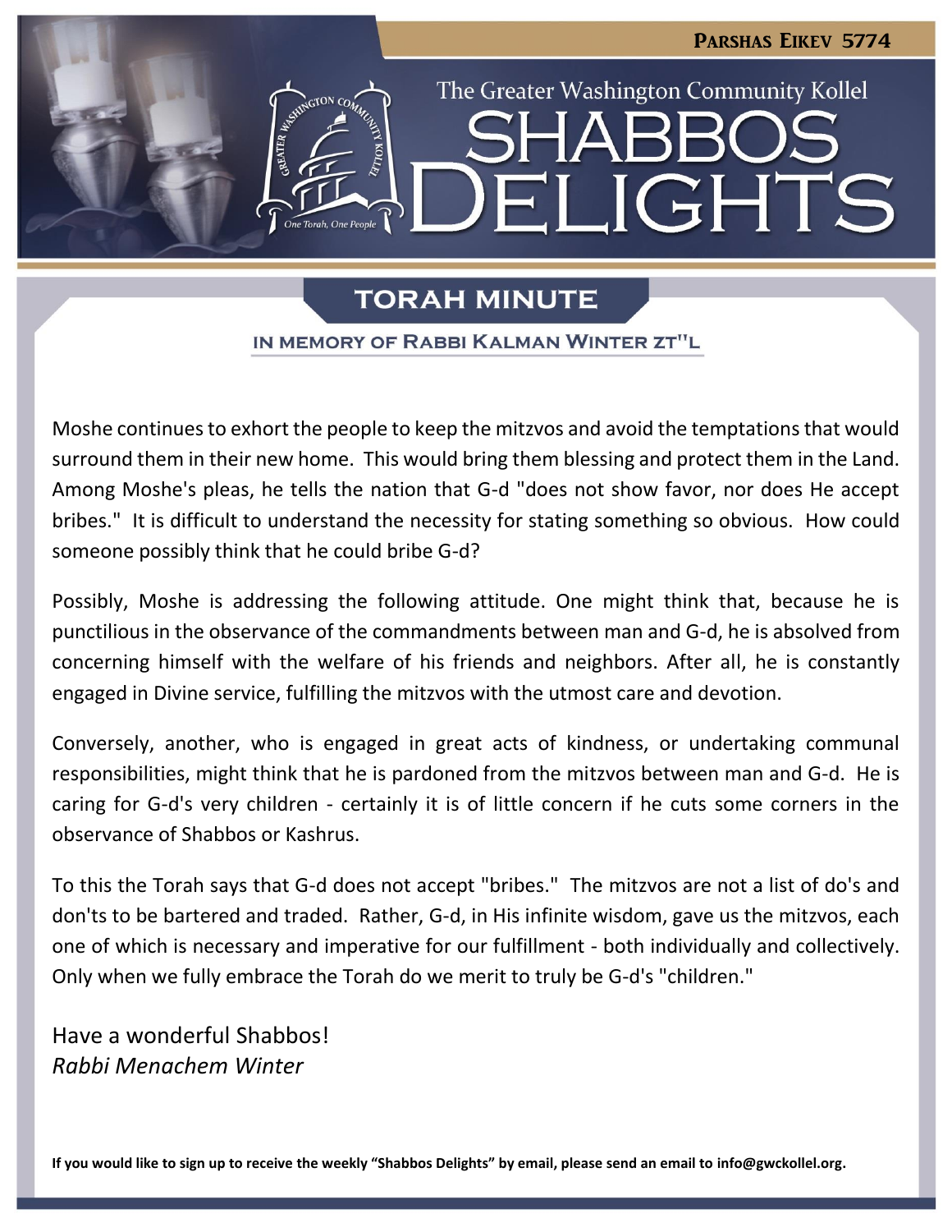**Parshas Eikev 5774**

The Greater Washington Community Kollel

# Shabbos Delights

## Torah Minute

### In Memory of Rabbi Kalman Winter zt"l

Moshe continues to exhort the people to keep the mitzvos and avoid the temptations that would surround them in their new home. This would bring them blessing and protect them in the Land. Among Moshe's pleas, he tells the nation that G-d "does not show favor, nor does He accept bribes." It is difficult to understand the necessity for stating something so obvious. How could someone possibly think that he could bribe G-d?

Possibly, Moshe is addressing the following attitude. One might think that, because he is punctilious in the observance of the commandments between man and G-d, he is absolved from concerning himself with the welfare of his friends and neighbors. After all, he is constantly engaged in Divine service, fulfilling the mitzvos with the utmost care and devotion.

Conversely, another, who is engaged in great acts of kindness, or undertaking communal responsibilities, might think that he is pardoned from the mitzvos between man and G-d. He is caring for G-d's very children - certainly it is of little concern if he cuts some corners in the observance of Shabbos or Kashrus.

To this the Torah says that G-d does not accept "bribes." The mitzvos are not a list of do's and don'ts to be bartered and traded. Rather, G-d, in His infinite wisdom, gave us the mitzvos, each one of which is necessary and imperative for our fulfillment - both individually and collectively. Only when we fully embrace the Torah do we merit to truly be G-d's "children."

Have a wonderful Shabbos!
*Rabbi Menachem Winter*

**If you would like to sign up to receive the weekly "Shabbos Delights" by email, please send an email to info@gwckollel.org.**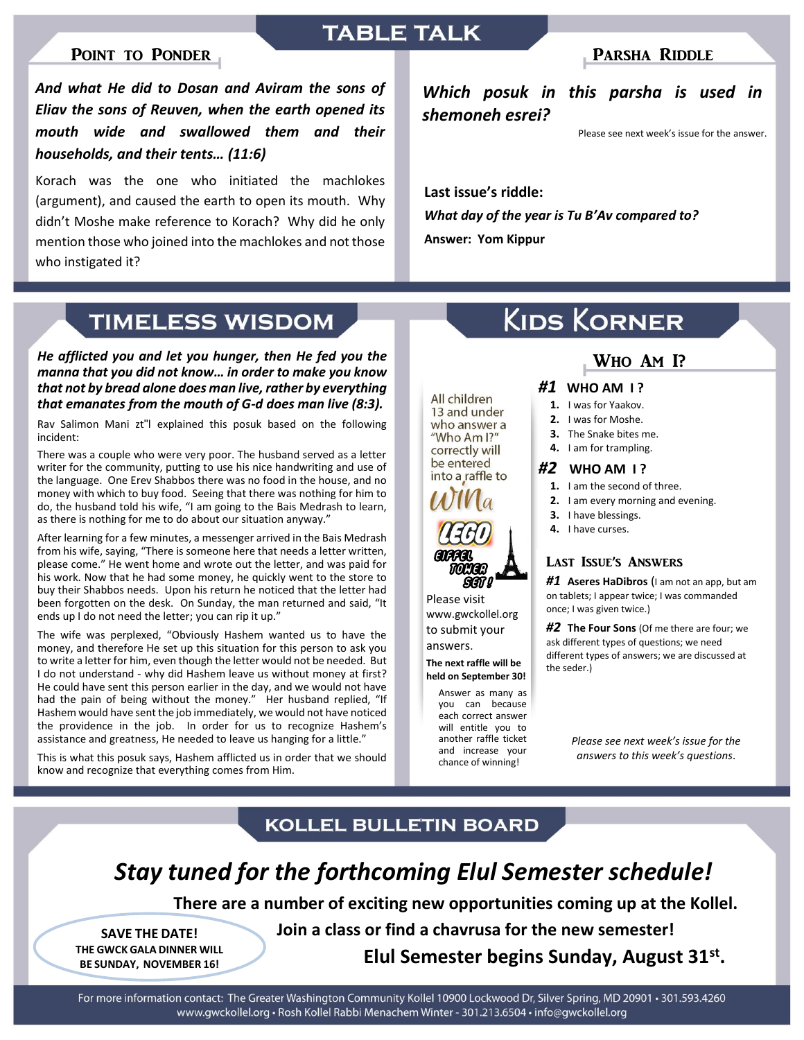# TABLE TALK

## Point to Ponder

***And what He did to Dosan and Aviram the sons of Eliav the sons of Reuven, when the earth opened its mouth wide and swallowed them and their households, and their tents… (11:6)***

Korach was the one who initiated the machlokes (argument), and caused the earth to open its mouth. Why didn't Moshe make reference to Korach? Why did he only mention those who joined into the machlokes and not those who instigated it?

## Parsha Riddle

***Which posuk in this parsha is used in shemoneh esrei?***

Please see next week's issue for the answer.

**Last issue's riddle:**

***What day of the year is Tu B'Av compared to?***

**Answer: Yom Kippur**

# TIMELESS WISDOM

***He afflicted you and let you hunger, then He fed you the manna that you did not know… in order to make you know that not by bread alone does man live, rather by everything that emanates from the mouth of G-d does man live (8:3).***

Rav Salimon Mani zt"l explained this posuk based on the following incident:

There was a couple who were very poor. The husband served as a letter writer for the community, putting to use his nice handwriting and use of the language. One Erev Shabbos there was no food in the house, and no money with which to buy food. Seeing that there was nothing for him to do, the husband told his wife, "I am going to the Bais Medrash to learn, as there is nothing for me to do about our situation anyway."

After learning for a few minutes, a messenger arrived in the Bais Medrash from his wife, saying, "There is someone here that needs a letter written, please come." He went home and wrote out the letter, and was paid for his work. Now that he had some money, he quickly went to the store to buy their Shabbos needs. Upon his return he noticed that the letter had been forgotten on the desk. On Sunday, the man returned and said, "It ends up I do not need the letter; you can rip it up."

The wife was perplexed, "Obviously Hashem wanted us to have the money, and therefore He set up this situation for this person to ask you to write a letter for him, even though the letter would not be needed. But I do not understand - why did Hashem leave us without money at first? He could have sent this person earlier in the day, and we would not have had the pain of being without the money." Her husband replied, "If Hashem would have sent the job immediately, we would not have noticed the providence in the job. In order for us to recognize Hashem's assistance and greatness, He needed to leave us hanging for a little."

This is what this posuk says, Hashem afflicted us in order that we should know and recognize that everything comes from Him.

# KIDS KORNER

All children 13 and under who answer a "Who Am I?" correctly will be entered into a raffle to WIN a LEGO EIFFEL TOWER SET!

Please visit www.gwckollel.org to submit your answers.

**The next raffle will be held on September 30!**

Answer as many as you can because each correct answer will entitle you to another raffle ticket and increase your chance of winning!

## Who Am I?

### #1 WHO AM I ?

1. I was for Yaakov.
2. I was for Moshe.
3. The Snake bites me.
4. I am for trampling.

### #2 WHO AM I ?

1. I am the second of three.
2. I am every morning and evening.
3. I have blessings.
4. I have curses.

## Last Issue's Answers

***#1*** **Aseres HaDibros** (I am not an app, but am on tablets; I appear twice; I was commanded once; I was given twice.)

***#2*** **The Four Sons** (Of me there are four; we ask different types of questions; we need different types of answers; we are discussed at the seder.)

*Please see next week's issue for the answers to this week's questions.*

# KOLLEL BULLETIN BOARD

***Stay tuned for the forthcoming Elul Semester schedule!***

**There are a number of exciting new opportunities coming up at the Kollel.**

**Join a class or find a chavrusa for the new semester!**

**Elul Semester begins Sunday, August 31st.**

**SAVE THE DATE!**
**THE GWCK GALA DINNER WILL BE SUNDAY, NOVEMBER 16!**

For more information contact: The Greater Washington Community Kollel 10900 Lockwood Dr, Silver Spring, MD 20901 • 301.593.4260
www.gwckollel.org • Rosh Kollel Rabbi Menachem Winter - 301.213.6504 • info@gwckollel.org